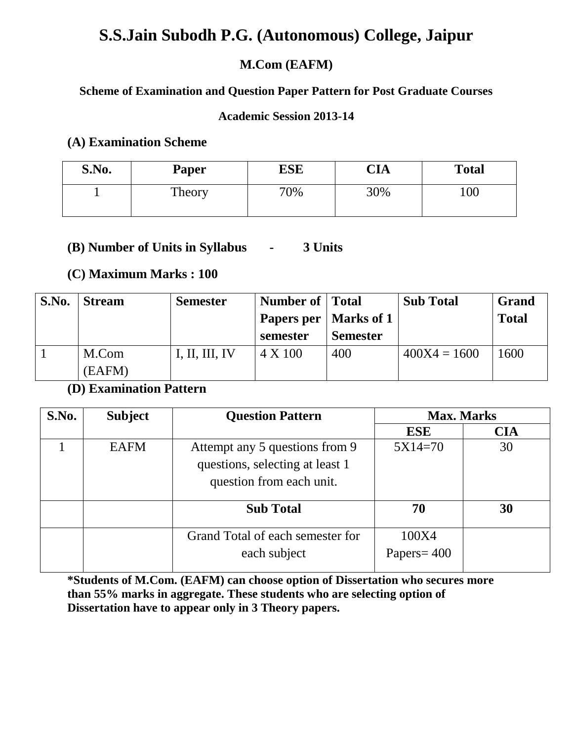# S.S.Jain Subodh P.G. (Autonomous) College, Jaipur

## M.Com (EAFM)

### Scheme of Examination and Question Paper Pattern for Post Graduate Courses

### Academic Session 2013-14

**(A) Examination Scheme**

| S.No. | Paper | ESE | CIA | Total |
|---|---|---|---|---|
| 1 | Theory | 70% | 30% | 100 |

**(B) Number of Units in Syllabus - 3 Units**

**(C) Maximum Marks : 100**

| S.No. | Stream | Semester | Number of Papers per semester | Total Marks of 1 Semester | Sub Total | Grand Total |
|---|---|---|---|---|---|---|
| 1 | M.Com (EAFM) | I, II, III, IV | 4 X 100 | 400 | 400X4 = 1600 | 1600 |

**(D) Examination Pattern**

| S.No. | Subject | Question Pattern | Max. Marks | |
|---|---|---|---|---|
| | | | ESE | CIA |
| 1 | EAFM | Attempt any 5 questions from 9 questions, selecting at least 1 question from each unit. | 5X14=70 | 30 |
| | | **Sub Total** | **70** | **30** |
| | | Grand Total of each semester for each subject | 100X4 Papers= 400 | |

**\*Students of M.Com. (EAFM) can choose option of Dissertation who secures more than 55% marks in aggregate. These students who are selecting option of Dissertation have to appear only in 3 Theory papers.**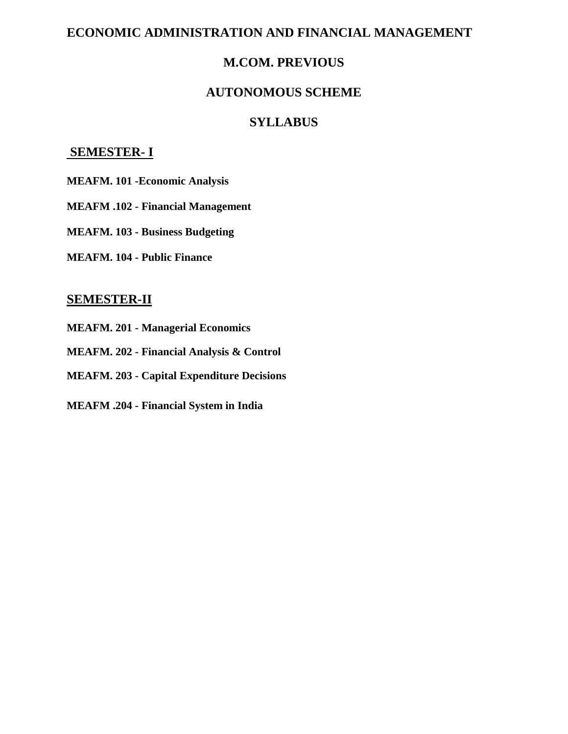# ECONOMIC ADMINISTRATION AND FINANCIAL MANAGEMENT

## M.COM. PREVIOUS

## AUTONOMOUS SCHEME

## SYLLABUS

## SEMESTER- I

**MEAFM. 101 -Economic Analysis**

**MEAFM .102 - Financial Management**

**MEAFM. 103 - Business Budgeting**

**MEAFM. 104 - Public Finance**

## SEMESTER-II

**MEAFM. 201 - Managerial Economics**

**MEAFM. 202 - Financial Analysis & Control**

**MEAFM. 203 - Capital Expenditure Decisions**

**MEAFM .204 - Financial System in India**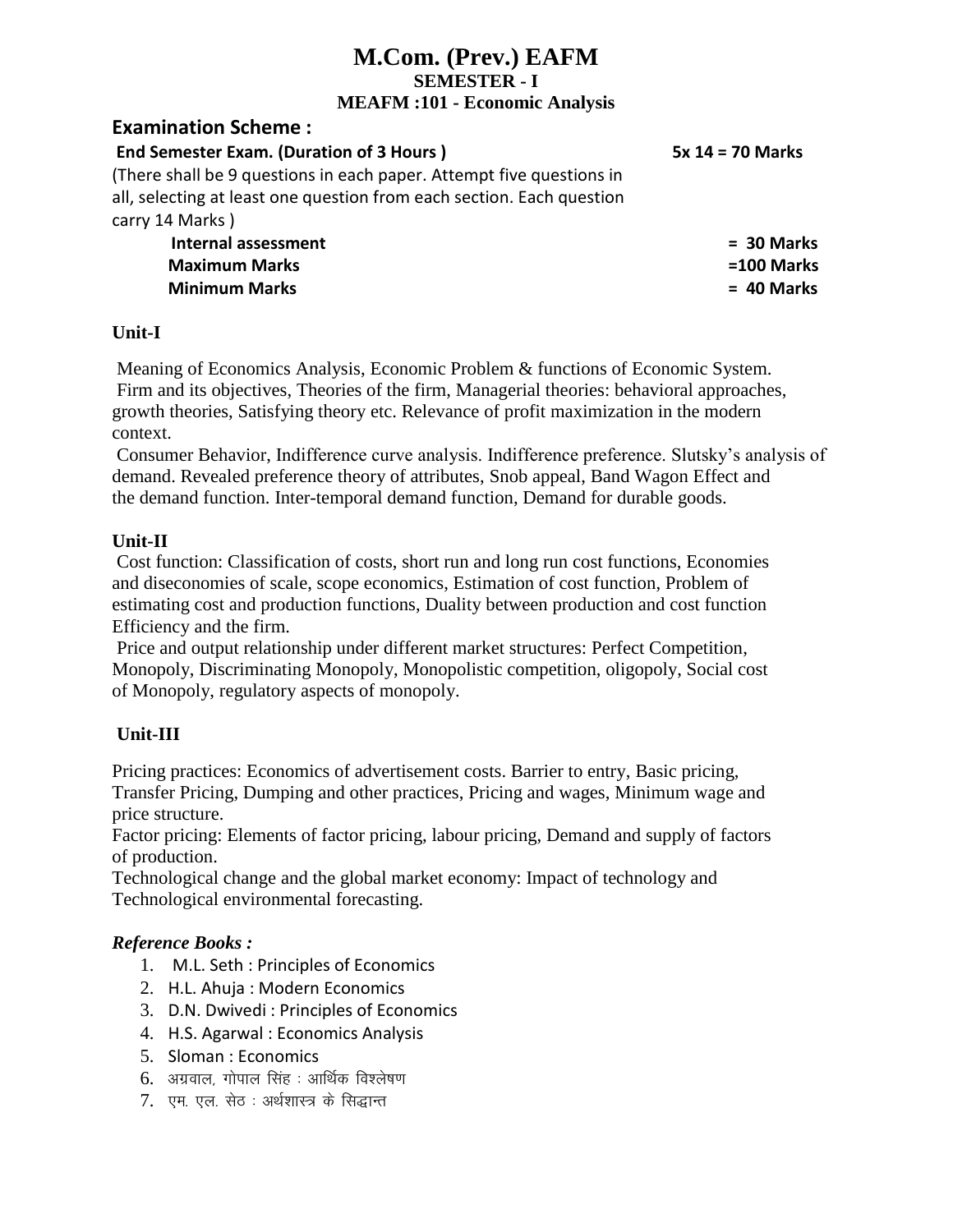# M.Com. (Prev.) EAFM

### SEMESTER - I

### MEAFM :101 - Economic Analysis

## Examination Scheme :

| | |
|---|---|
| **End Semester Exam. (Duration of 3 Hours )** | **5x 14 = 70 Marks** |
| (There shall be 9 questions in each paper. Attempt five questions in all, selecting at least one question from each section. Each question carry 14 Marks ) | |
| **Internal assessment** | **= 30 Marks** |
| **Maximum Marks** | **=100 Marks** |
| **Minimum Marks** | **= 40 Marks** |

### Unit-I

Meaning of Economics Analysis, Economic Problem & functions of Economic System.
Firm and its objectives, Theories of the firm, Managerial theories: behavioral approaches, growth theories, Satisfying theory etc. Relevance of profit maximization in the modern context.
Consumer Behavior, Indifference curve analysis. Indifference preference. Slutsky's analysis of demand. Revealed preference theory of attributes, Snob appeal, Band Wagon Effect and the demand function. Inter-temporal demand function, Demand for durable goods.

### Unit-II

Cost function: Classification of costs, short run and long run cost functions, Economies and diseconomies of scale, scope economics, Estimation of cost function, Problem of estimating cost and production functions, Duality between production and cost function Efficiency and the firm.
Price and output relationship under different market structures: Perfect Competition, Monopoly, Discriminating Monopoly, Monopolistic competition, oligopoly, Social cost of Monopoly, regulatory aspects of monopoly.

### Unit-III

Pricing practices: Economics of advertisement costs. Barrier to entry, Basic pricing, Transfer Pricing, Dumping and other practices, Pricing and wages, Minimum wage and price structure.
Factor pricing: Elements of factor pricing, labour pricing, Demand and supply of factors of production.
Technological change and the global market economy: Impact of technology and Technological environmental forecasting.

### *Reference Books :*

1. M.L. Seth : Principles of Economics
2. H.L. Ahuja : Modern Economics
3. D.N. Dwivedi : Principles of Economics
4. H.S. Agarwal : Economics Analysis
5. Sloman : Economics
6. अग्रवाल, गोपाल सिंह : आर्थिक विश्लेषण
7. एम. एल. सेठ : अर्थशास्त्र के सिद्धान्त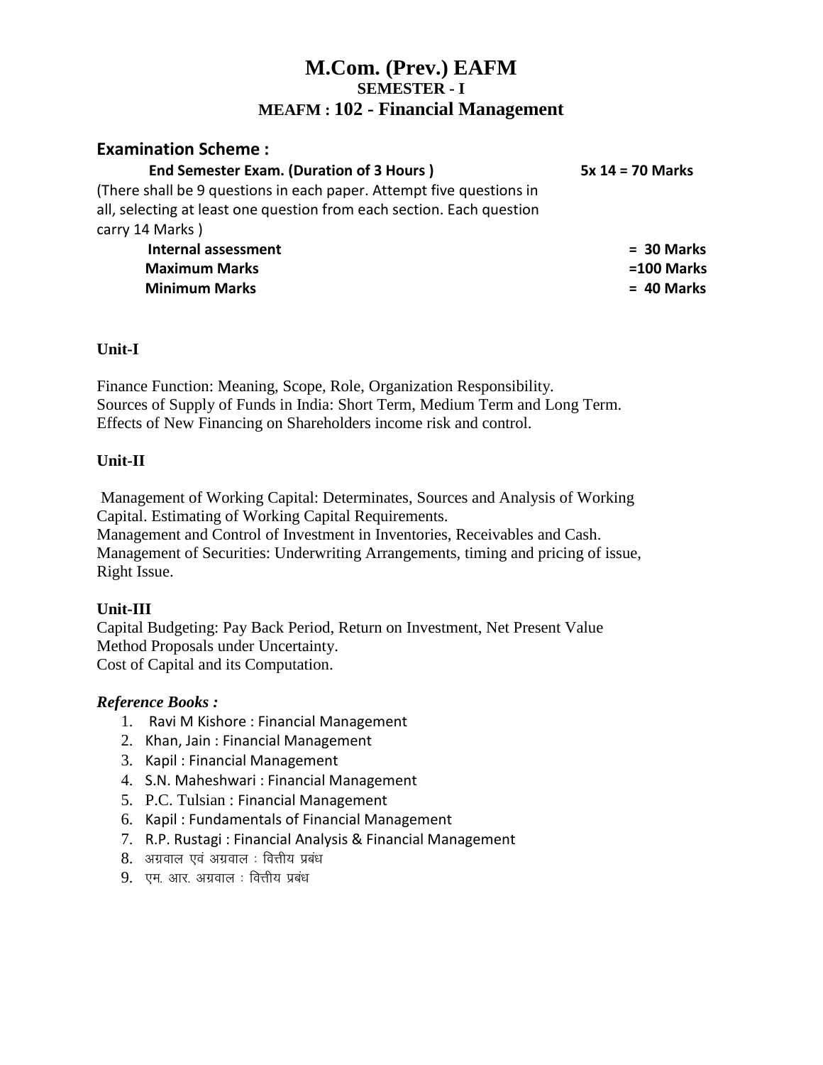# M.Com. (Prev.) EAFM

## SEMESTER - I

## MEAFM : 102 - Financial Management

### Examination Scheme :

| | |
|---|---|
| **End Semester Exam. (Duration of 3 Hours )** | **5x 14 = 70 Marks** |
| (There shall be 9 questions in each paper. Attempt five questions in all, selecting at least one question from each section. Each question carry 14 Marks ) | |
| **Internal assessment** | **= 30 Marks** |
| **Maximum Marks** | **=100 Marks** |
| **Minimum Marks** | **= 40 Marks** |

**Unit-I**

Finance Function: Meaning, Scope, Role, Organization Responsibility.
Sources of Supply of Funds in India: Short Term, Medium Term and Long Term.
Effects of New Financing on Shareholders income risk and control.

**Unit-II**

Management of Working Capital: Determinates, Sources and Analysis of Working Capital. Estimating of Working Capital Requirements.
Management and Control of Investment in Inventories, Receivables and Cash.
Management of Securities: Underwriting Arrangements, timing and pricing of issue, Right Issue.

**Unit-III**

Capital Budgeting: Pay Back Period, Return on Investment, Net Present Value Method Proposals under Uncertainty.
Cost of Capital and its Computation.

***Reference Books :***

1. Ravi M Kishore : Financial Management
2. Khan, Jain : Financial Management
3. Kapil : Financial Management
4. S.N. Maheshwari : Financial Management
5. P.C. Tulsian : Financial Management
6. Kapil : Fundamentals of Financial Management
7. R.P. Rustagi : Financial Analysis & Financial Management
8. अग्रवाल एवं अग्रवाल : वित्तीय प्रबंध
9. एम. आर. अग्रवाल : वित्तीय प्रबंध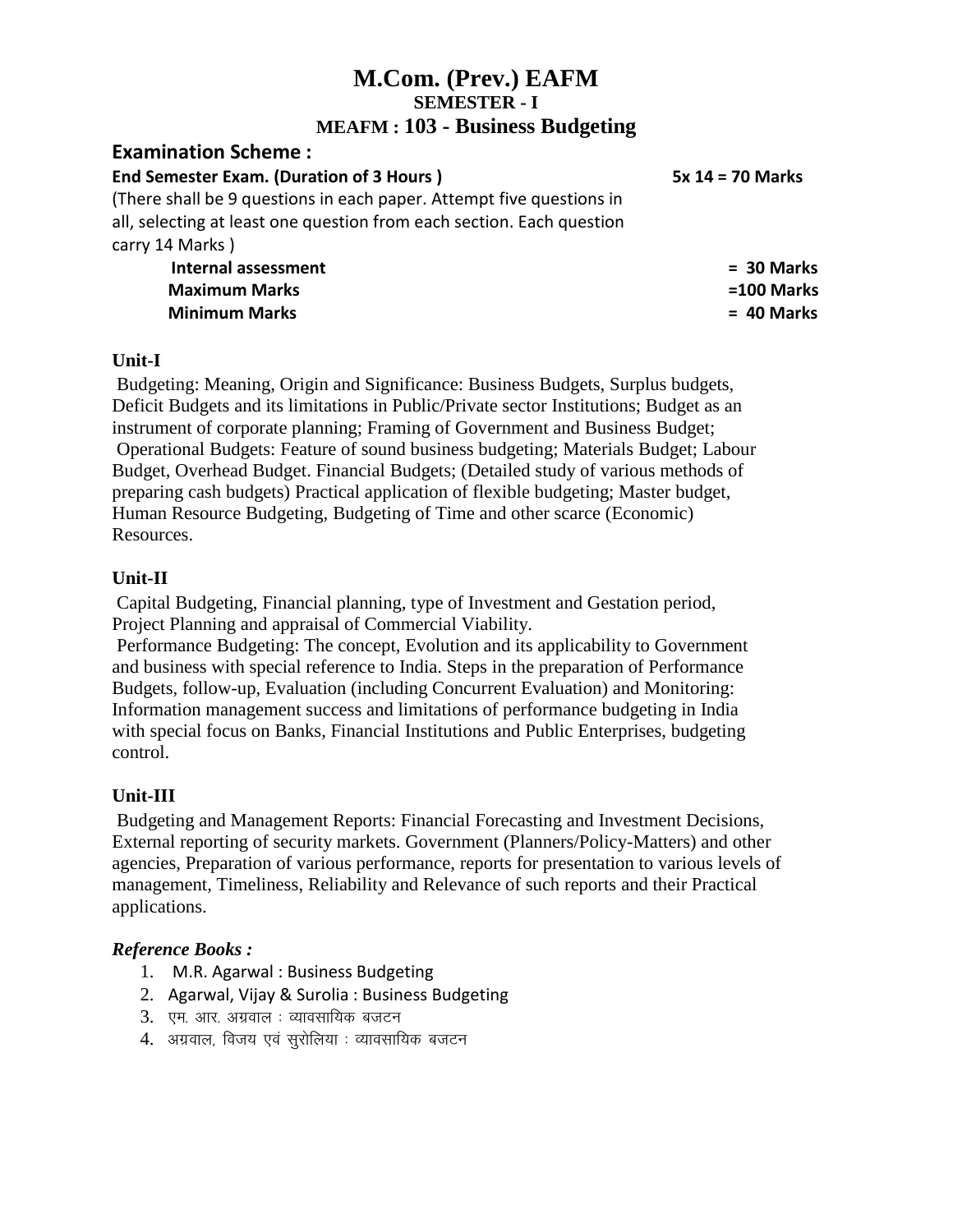# M.Com. (Prev.) EAFM

## SEMESTER - I

## MEAFM : 103 - Business Budgeting

### Examination Scheme :

**End Semester Exam. (Duration of 3 Hours )** **5x 14 = 70 Marks**

(There shall be 9 questions in each paper. Attempt five questions in all, selecting at least one question from each section. Each question carry 14 Marks )

| | |
|---|---|
| **Internal assessment** | **= 30 Marks** |
| **Maximum Marks** | **=100 Marks** |
| **Minimum Marks** | **= 40 Marks** |

### Unit-I

Budgeting: Meaning, Origin and Significance: Business Budgets, Surplus budgets, Deficit Budgets and its limitations in Public/Private sector Institutions; Budget as an instrument of corporate planning; Framing of Government and Business Budget; Operational Budgets: Feature of sound business budgeting; Materials Budget; Labour Budget, Overhead Budget. Financial Budgets; (Detailed study of various methods of preparing cash budgets) Practical application of flexible budgeting; Master budget, Human Resource Budgeting, Budgeting of Time and other scarce (Economic) Resources.

### Unit-II

Capital Budgeting, Financial planning, type of Investment and Gestation period, Project Planning and appraisal of Commercial Viability.

Performance Budgeting: The concept, Evolution and its applicability to Government and business with special reference to India. Steps in the preparation of Performance Budgets, follow-up, Evaluation (including Concurrent Evaluation) and Monitoring: Information management success and limitations of performance budgeting in India with special focus on Banks, Financial Institutions and Public Enterprises, budgeting control.

### Unit-III

Budgeting and Management Reports: Financial Forecasting and Investment Decisions, External reporting of security markets. Government (Planners/Policy-Matters) and other agencies, Preparation of various performance, reports for presentation to various levels of management, Timeliness, Reliability and Relevance of such reports and their Practical applications.

### *Reference Books :*

1. M.R. Agarwal : Business Budgeting
2. Agarwal, Vijay & Surolia : Business Budgeting
3. एम. आर. अग्रवाल : व्यावसायिक बजटन
4. अग्रवाल, विजय एवं सुरोलिया : व्यावसायिक बजटन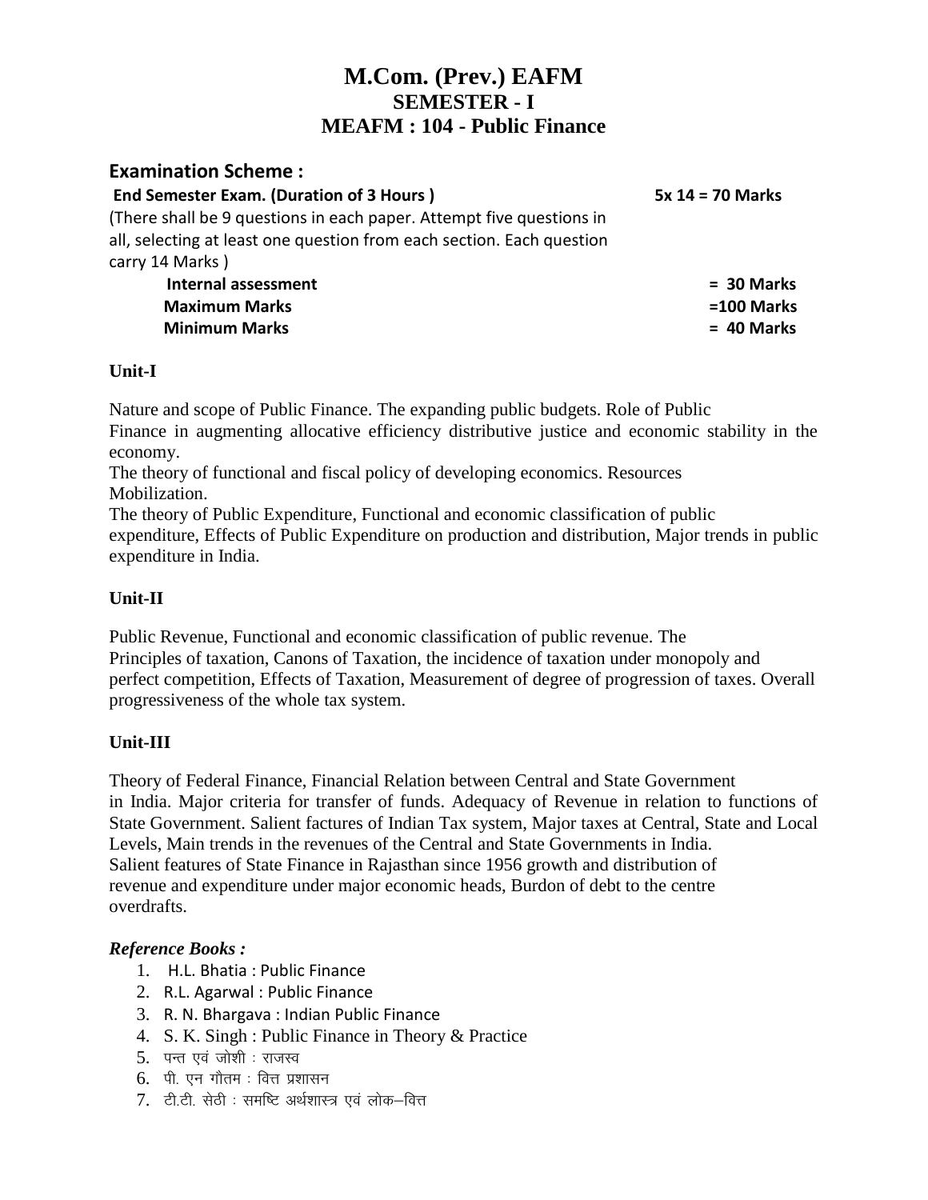# M.Com. (Prev.) EAFM
## SEMESTER - I
## MEAFM : 104 - Public Finance

### Examination Scheme :

**End Semester Exam. (Duration of 3 Hours )** **5x 14 = 70 Marks**

(There shall be 9 questions in each paper. Attempt five questions in all, selecting at least one question from each section. Each question carry 14 Marks )

| | |
|---|---|
| **Internal assessment** | **= 30 Marks** |
| **Maximum Marks** | **=100 Marks** |
| **Minimum Marks** | **= 40 Marks** |

**Unit-I**

Nature and scope of Public Finance. The expanding public budgets. Role of Public Finance in augmenting allocative efficiency distributive justice and economic stability in the economy.
The theory of functional and fiscal policy of developing economics. Resources Mobilization.
The theory of Public Expenditure, Functional and economic classification of public expenditure, Effects of Public Expenditure on production and distribution, Major trends in public expenditure in India.

**Unit-II**

Public Revenue, Functional and economic classification of public revenue. The Principles of taxation, Canons of Taxation, the incidence of taxation under monopoly and perfect competition, Effects of Taxation, Measurement of degree of progression of taxes. Overall progressiveness of the whole tax system.

**Unit-III**

Theory of Federal Finance, Financial Relation between Central and State Government in India. Major criteria for transfer of funds. Adequacy of Revenue in relation to functions of State Government. Salient factures of Indian Tax system, Major taxes at Central, State and Local Levels, Main trends in the revenues of the Central and State Governments in India.
Salient features of State Finance in Rajasthan since 1956 growth and distribution of revenue and expenditure under major economic heads, Burdon of debt to the centre overdrafts.

***Reference Books :***

1. H.L. Bhatia : Public Finance
2. R.L. Agarwal : Public Finance
3. R. N. Bhargava : Indian Public Finance
4. S. K. Singh : Public Finance in Theory & Practice
5. पन्त एवं जोशी : राजस्व
6. पी. एन गौतम : वित्त प्रशासन
7. टी.टी. सेठी : समष्टि अर्थशास्त्र एवं लोक–वित्त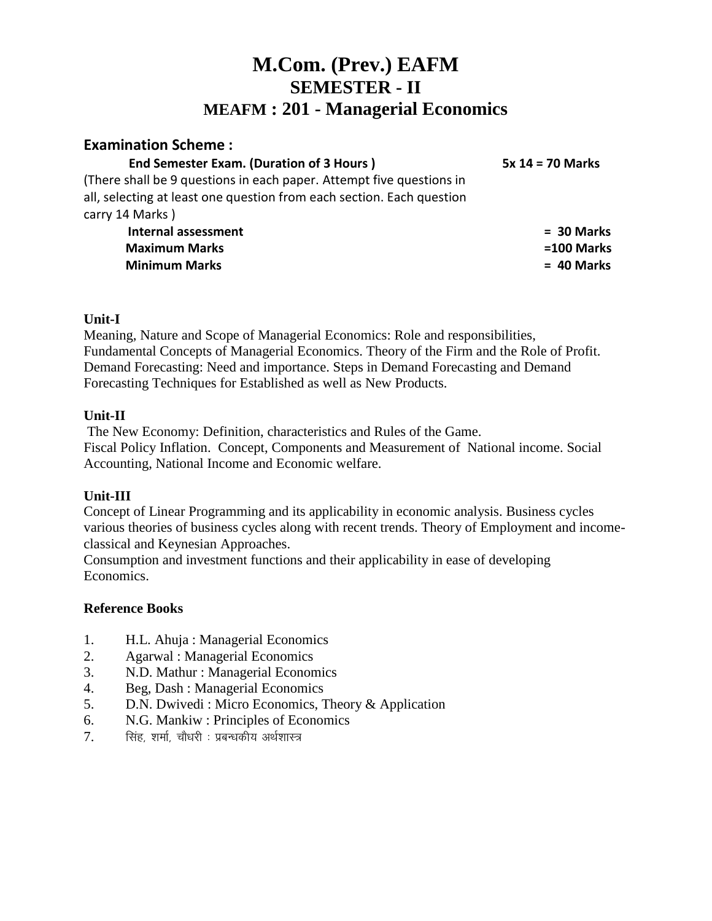# M.Com. (Prev.) EAFM
## SEMESTER - II
## MEAFM : 201 - Managerial Economics

### Examination Scheme :

**End Semester Exam. (Duration of 3 Hours )** **5x 14 = 70 Marks**

(There shall be 9 questions in each paper. Attempt five questions in all, selecting at least one question from each section. Each question carry 14 Marks )

**Internal assessment** **= 30 Marks**
**Maximum Marks** **=100 Marks**
**Minimum Marks** **= 40 Marks**

**Unit-I**

Meaning, Nature and Scope of Managerial Economics: Role and responsibilities, Fundamental Concepts of Managerial Economics. Theory of the Firm and the Role of Profit. Demand Forecasting: Need and importance. Steps in Demand Forecasting and Demand Forecasting Techniques for Established as well as New Products.

**Unit-II**

The New Economy: Definition, characteristics and Rules of the Game.
Fiscal Policy Inflation. Concept, Components and Measurement of National income. Social Accounting, National Income and Economic welfare.

**Unit-III**

Concept of Linear Programming and its applicability in economic analysis. Business cycles various theories of business cycles along with recent trends. Theory of Employment and income-classical and Keynesian Approaches.
Consumption and investment functions and their applicability in ease of developing Economics.

**Reference Books**

1. H.L. Ahuja : Managerial Economics
2. Agarwal : Managerial Economics
3. N.D. Mathur : Managerial Economics
4. Beg, Dash : Managerial Economics
5. D.N. Dwivedi : Micro Economics, Theory & Application
6. N.G. Mankiw : Principles of Economics
7. सिंह, शर्मा, चौधरी : प्रबन्धकीय अर्थशास्त्र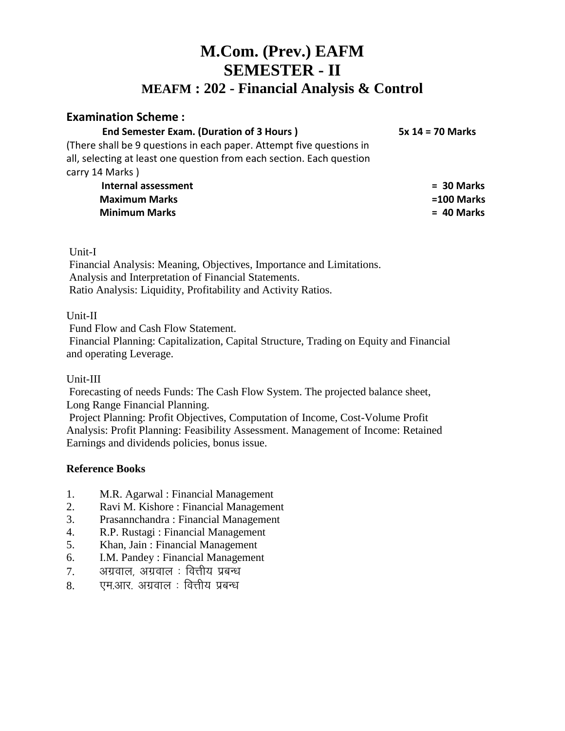# M.Com. (Prev.) EAFM
# SEMESTER - II
## MEAFM : 202 - Financial Analysis & Control

### Examination Scheme :

| | |
|---|---|
| **End Semester Exam. (Duration of 3 Hours )** | **5x 14 = 70 Marks** |
| (There shall be 9 questions in each paper. Attempt five questions in all, selecting at least one question from each section. Each question carry 14 Marks ) | |
| **Internal assessment** | **= 30 Marks** |
| **Maximum Marks** | **=100 Marks** |
| **Minimum Marks** | **= 40 Marks** |

Unit-I

Financial Analysis: Meaning, Objectives, Importance and Limitations.
Analysis and Interpretation of Financial Statements.
Ratio Analysis: Liquidity, Profitability and Activity Ratios.

Unit-II

Fund Flow and Cash Flow Statement.
Financial Planning: Capitalization, Capital Structure, Trading on Equity and Financial and operating Leverage.

Unit-III

Forecasting of needs Funds: The Cash Flow System. The projected balance sheet, Long Range Financial Planning.
Project Planning: Profit Objectives, Computation of Income, Cost-Volume Profit Analysis: Profit Planning: Feasibility Assessment. Management of Income: Retained Earnings and dividends policies, bonus issue.

**Reference Books**

1. M.R. Agarwal : Financial Management
2. Ravi M. Kishore : Financial Management
3. Prasannchandra : Financial Management
4. R.P. Rustagi : Financial Management
5. Khan, Jain : Financial Management
6. I.M. Pandey : Financial Management
7. अग्रवाल, अग्रवाल : वित्तीय प्रबन्ध
8. एम.आर. अग्रवाल : वित्तीय प्रबन्ध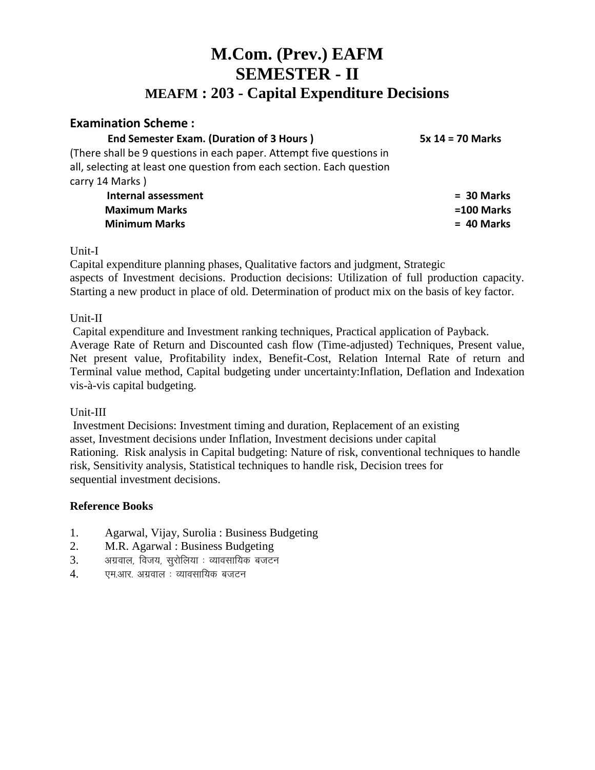# M.Com. (Prev.) EAFM
# SEMESTER - II
## MEAFM : 203 - Capital Expenditure Decisions

### Examination Scheme :

**End Semester Exam. (Duration of 3 Hours )** **5x 14 = 70 Marks**

(There shall be 9 questions in each paper. Attempt five questions in all, selecting at least one question from each section. Each question carry 14 Marks )

**Internal assessment** **= 30 Marks**

**Maximum Marks** **=100 Marks**

**Minimum Marks** **= 40 Marks**

Unit-I

Capital expenditure planning phases, Qualitative factors and judgment, Strategic aspects of Investment decisions. Production decisions: Utilization of full production capacity. Starting a new product in place of old. Determination of product mix on the basis of key factor.

Unit-II

Capital expenditure and Investment ranking techniques, Practical application of Payback. Average Rate of Return and Discounted cash flow (Time-adjusted) Techniques, Present value, Net present value, Profitability index, Benefit-Cost, Relation Internal Rate of return and Terminal value method, Capital budgeting under uncertainty:Inflation, Deflation and Indexation vis-à-vis capital budgeting.

Unit-III

Investment Decisions: Investment timing and duration, Replacement of an existing asset, Investment decisions under Inflation, Investment decisions under capital Rationing. Risk analysis in Capital budgeting: Nature of risk, conventional techniques to handle risk, Sensitivity analysis, Statistical techniques to handle risk, Decision trees for sequential investment decisions.

**Reference Books**

1. Agarwal, Vijay, Surolia : Business Budgeting
2. M.R. Agarwal : Business Budgeting
3. अग्रवाल, विजय, सुरोलिया : व्यावसायिक बजटन
4. एम.आर. अग्रवाल : व्यावसायिक बजटन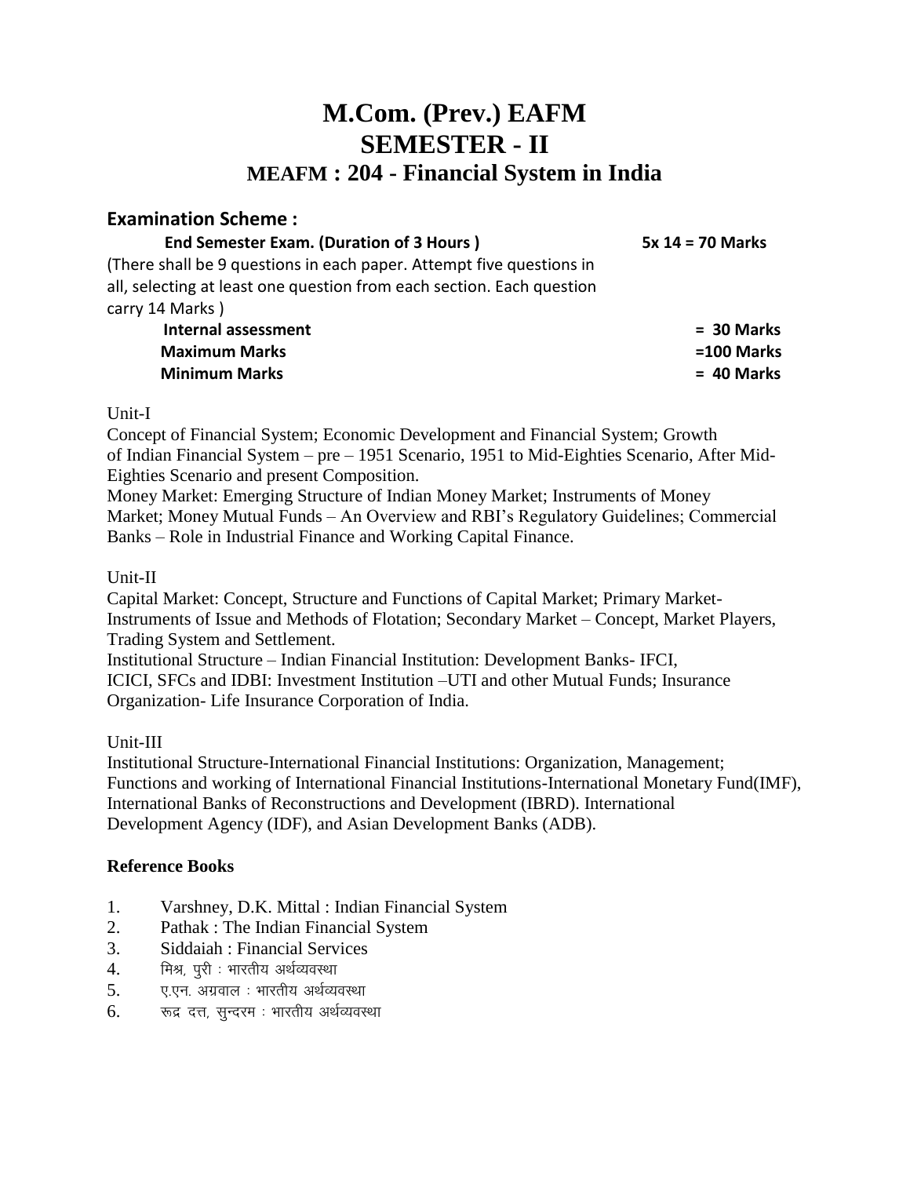# M.Com. (Prev.) EAFM
# SEMESTER - II
## MEAFM : 204 - Financial System in India

### Examination Scheme :

| | |
|---|---|
| **End Semester Exam. (Duration of 3 Hours )** | **5x 14 = 70 Marks** |
| (There shall be 9 questions in each paper. Attempt five questions in all, selecting at least one question from each section. Each question carry 14 Marks ) | |
| **Internal assessment** | **= 30 Marks** |
| **Maximum Marks** | **=100 Marks** |
| **Minimum Marks** | **= 40 Marks** |

Unit-I

Concept of Financial System; Economic Development and Financial System; Growth of Indian Financial System – pre – 1951 Scenario, 1951 to Mid-Eighties Scenario, After Mid-Eighties Scenario and present Composition.

Money Market: Emerging Structure of Indian Money Market; Instruments of Money Market; Money Mutual Funds – An Overview and RBI's Regulatory Guidelines; Commercial Banks – Role in Industrial Finance and Working Capital Finance.

Unit-II

Capital Market: Concept, Structure and Functions of Capital Market; Primary Market- Instruments of Issue and Methods of Flotation; Secondary Market – Concept, Market Players, Trading System and Settlement.

Institutional Structure – Indian Financial Institution: Development Banks- IFCI, ICICI, SFCs and IDBI: Investment Institution –UTI and other Mutual Funds; Insurance Organization- Life Insurance Corporation of India.

Unit-III

Institutional Structure-International Financial Institutions: Organization, Management; Functions and working of International Financial Institutions-International Monetary Fund(IMF), International Banks of Reconstructions and Development (IBRD). International Development Agency (IDF), and Asian Development Banks (ADB).

**Reference Books**

1. Varshney, D.K. Mittal : Indian Financial System
2. Pathak : The Indian Financial System
3. Siddaiah : Financial Services
4. मिश्र, पुरी : भारतीय अर्थव्यवस्था
5. ए.एन. अग्रवाल : भारतीय अर्थव्यवस्था
6. रूद्र दत्त, सुन्दरम : भारतीय अर्थव्यवस्था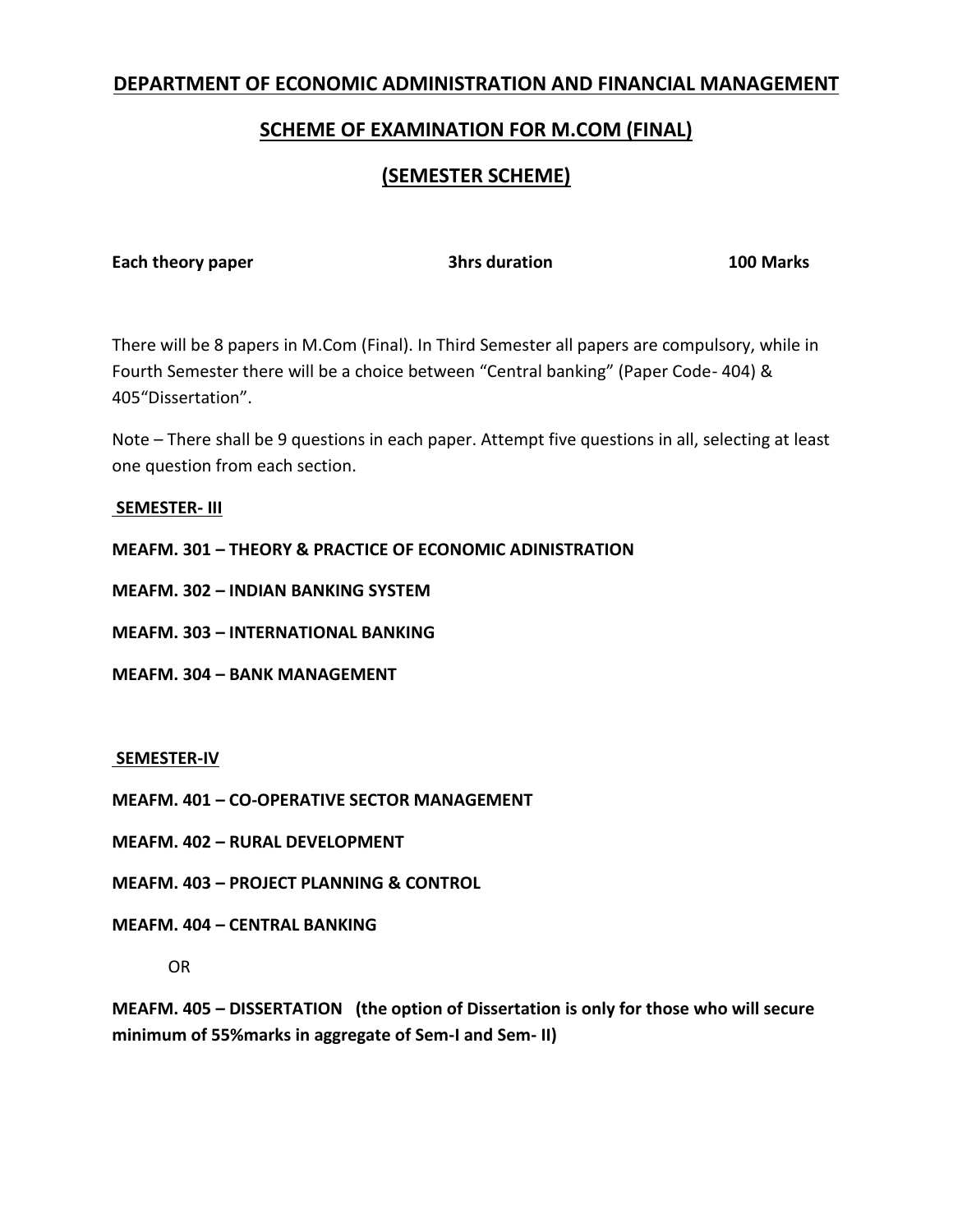## DEPARTMENT OF ECONOMIC ADMINISTRATION AND FINANCIAL MANAGEMENT

## SCHEME OF EXAMINATION FOR M.COM (FINAL)

## (SEMESTER SCHEME)

**Each theory paper** **3hrs duration** **100 Marks**

There will be 8 papers in M.Com (Final). In Third Semester all papers are compulsory, while in Fourth Semester there will be a choice between "Central banking" (Paper Code- 404) & 405"Dissertation".

Note – There shall be 9 questions in each paper. Attempt five questions in all, selecting at least one question from each section.

**SEMESTER- III**

**MEAFM. 301 – THEORY & PRACTICE OF ECONOMIC ADINISTRATION**

**MEAFM. 302 – INDIAN BANKING SYSTEM**

**MEAFM. 303 – INTERNATIONAL BANKING**

**MEAFM. 304 – BANK MANAGEMENT**

**SEMESTER-IV**

**MEAFM. 401 – CO-OPERATIVE SECTOR MANAGEMENT**

**MEAFM. 402 – RURAL DEVELOPMENT**

**MEAFM. 403 – PROJECT PLANNING & CONTROL**

**MEAFM. 404 – CENTRAL BANKING**

OR

**MEAFM. 405 – DISSERTATION (the option of Dissertation is only for those who will secure minimum of 55%marks in aggregate of Sem-I and Sem- II)**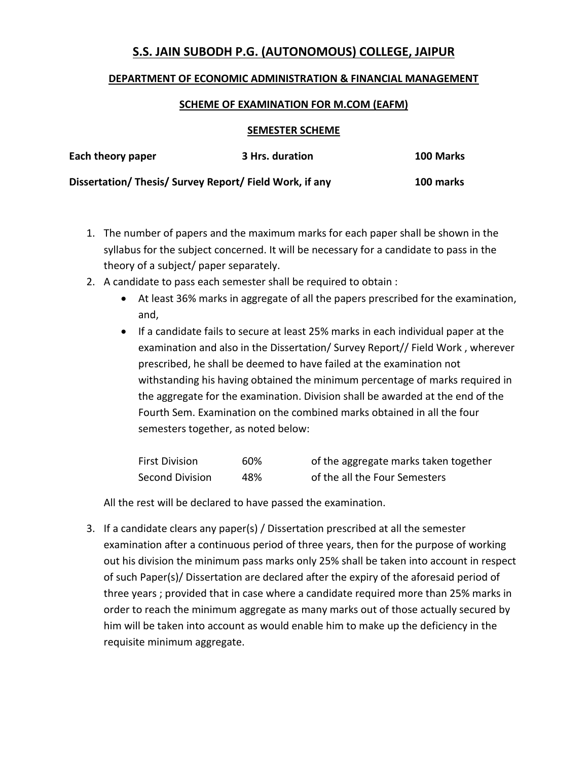## S.S. JAIN SUBODH P.G. (AUTONOMOUS) COLLEGE, JAIPUR

### DEPARTMENT OF ECONOMIC ADMINISTRATION & FINANCIAL MANAGEMENT

### SCHEME OF EXAMINATION FOR M.COM (EAFM)

### SEMESTER SCHEME

| | | |
|---|---|---|
| **Each theory paper** | **3 Hrs. duration** | **100 Marks** |
| **Dissertation/ Thesis/ Survey Report/ Field Work, if any** | | **100 marks** |

1. The number of papers and the maximum marks for each paper shall be shown in the syllabus for the subject concerned. It will be necessary for a candidate to pass in the theory of a subject/ paper separately.
2. A candidate to pass each semester shall be required to obtain :
   - At least 36% marks in aggregate of all the papers prescribed for the examination, and,
   - If a candidate fails to secure at least 25% marks in each individual paper at the examination and also in the Dissertation/ Survey Report// Field Work , wherever prescribed, he shall be deemed to have failed at the examination not withstanding his having obtained the minimum percentage of marks required in the aggregate for the examination. Division shall be awarded at the end of the Fourth Sem. Examination on the combined marks obtained in all the four semesters together, as noted below:

     | | | |
     |---|---|---|
     | First Division | 60% | of the aggregate marks taken together |
     | Second Division | 48% | of the all the Four Semesters |

   All the rest will be declared to have passed the examination.

3. If a candidate clears any paper(s) / Dissertation prescribed at all the semester examination after a continuous period of three years, then for the purpose of working out his division the minimum pass marks only 25% shall be taken into account in respect of such Paper(s)/ Dissertation are declared after the expiry of the aforesaid period of three years ; provided that in case where a candidate required more than 25% marks in order to reach the minimum aggregate as many marks out of those actually secured by him will be taken into account as would enable him to make up the deficiency in the requisite minimum aggregate.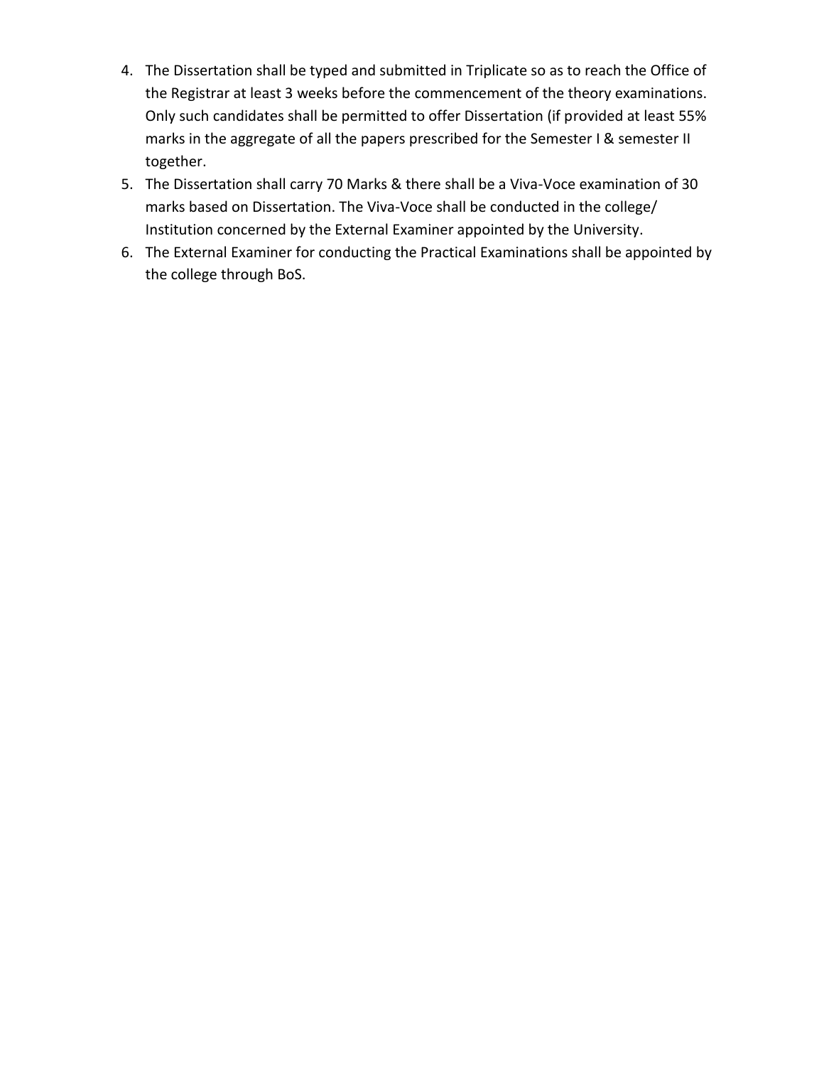4. The Dissertation shall be typed and submitted in Triplicate so as to reach the Office of the Registrar at least 3 weeks before the commencement of the theory examinations. Only such candidates shall be permitted to offer Dissertation (if provided at least 55% marks in the aggregate of all the papers prescribed for the Semester I & semester II together.
5. The Dissertation shall carry 70 Marks & there shall be a Viva-Voce examination of 30 marks based on Dissertation. The Viva-Voce shall be conducted in the college/ Institution concerned by the External Examiner appointed by the University.
6. The External Examiner for conducting the Practical Examinations shall be appointed by the college through BoS.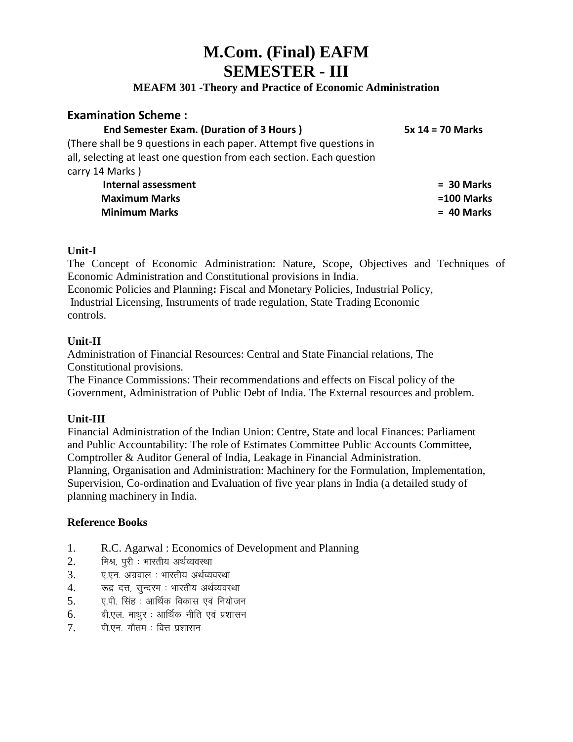# M.Com. (Final) EAFM
# SEMESTER - III

### MEAFM 301 -Theory and Practice of Economic Administration

## Examination Scheme :

**End Semester Exam. (Duration of 3 Hours )** **5x 14 = 70 Marks**

(There shall be 9 questions in each paper. Attempt five questions in all, selecting at least one question from each section. Each question carry 14 Marks )

**Internal assessment** **= 30 Marks**

**Maximum Marks** **=100 Marks**

**Minimum Marks** **= 40 Marks**

**Unit-I**

The Concept of Economic Administration: Nature, Scope, Objectives and Techniques of Economic Administration and Constitutional provisions in India.

Economic Policies and Planning**:** Fiscal and Monetary Policies, Industrial Policy, Industrial Licensing, Instruments of trade regulation, State Trading Economic controls.

**Unit-II**

Administration of Financial Resources: Central and State Financial relations, The Constitutional provisions.

The Finance Commissions: Their recommendations and effects on Fiscal policy of the Government, Administration of Public Debt of India. The External resources and problem.

**Unit-III**

Financial Administration of the Indian Union: Centre, State and local Finances: Parliament and Public Accountability: The role of Estimates Committee Public Accounts Committee, Comptroller & Auditor General of India, Leakage in Financial Administration.

Planning, Organisation and Administration: Machinery for the Formulation, Implementation, Supervision, Co-ordination and Evaluation of five year plans in India (a detailed study of planning machinery in India.

**Reference Books**

1. R.C. Agarwal : Economics of Development and Planning
2. मिश्र, पुरी : भारतीय अर्थव्यवस्था
3. ए.एन. अग्रवाल : भारतीय अर्थव्यवस्था
4. रूद्र दत्त, सुन्दरम : भारतीय अर्थव्यवस्था
5. ए.पी. सिंह : आर्थिक विकास एवं नियोजन
6. बी.एल. माथुर : आर्थिक नीति एवं प्रशासन
7. पी.एन. गौतम : वित्त प्रशासन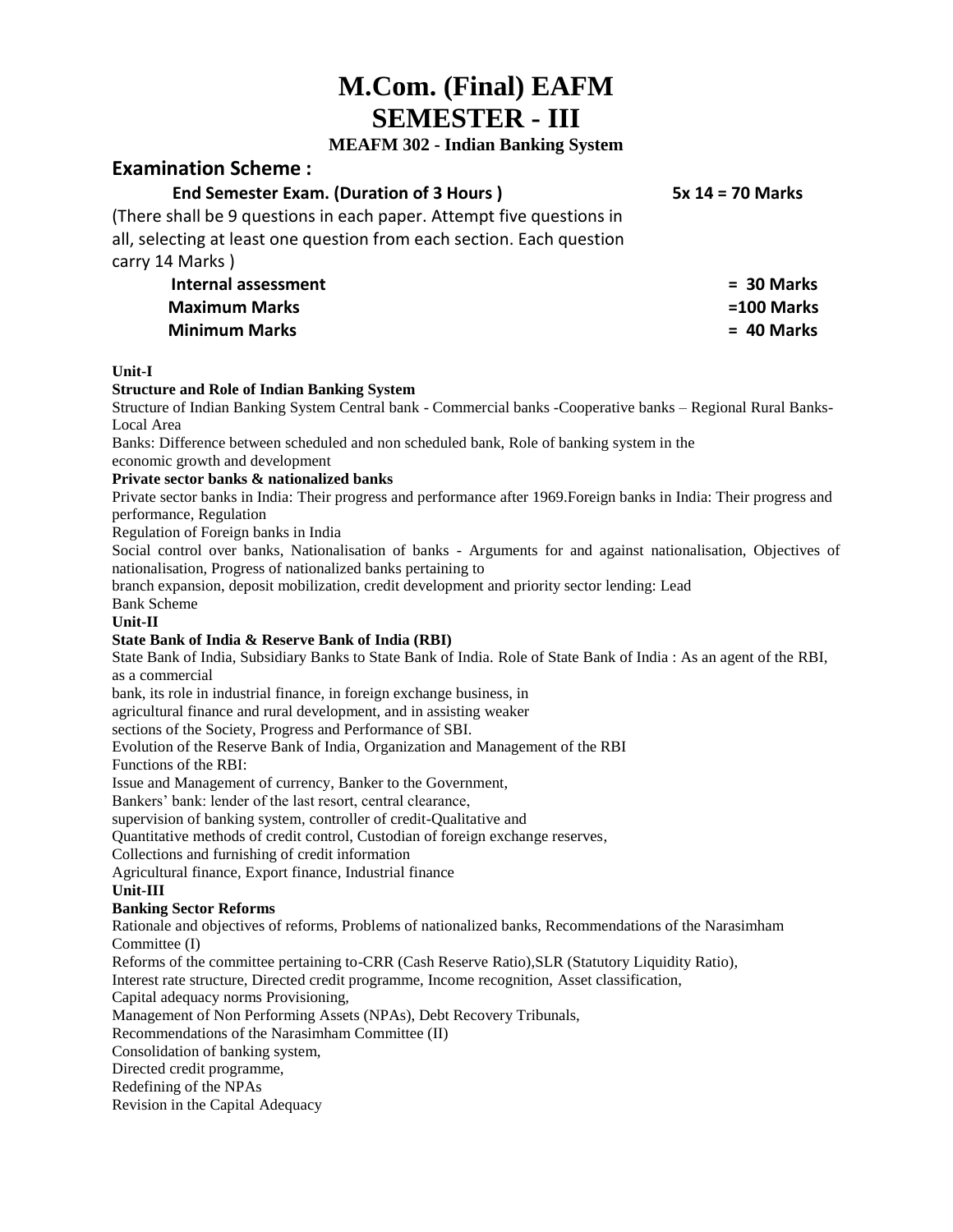# M.Com. (Final) EAFM
# SEMESTER - III

### MEAFM 302 - Indian Banking System

## Examination Scheme :

**End Semester Exam. (Duration of 3 Hours )** **5x 14 = 70 Marks**

(There shall be 9 questions in each paper. Attempt five questions in all, selecting at least one question from each section. Each question carry 14 Marks )

**Internal assessment** **= 30 Marks**
**Maximum Marks** **=100 Marks**
**Minimum Marks** **= 40 Marks**

**Unit-I**

**Structure and Role of Indian Banking System**

Structure of Indian Banking System Central bank - Commercial banks -Cooperative banks – Regional Rural Banks- Local Area

Banks: Difference between scheduled and non scheduled bank, Role of banking system in the economic growth and development

**Private sector banks & nationalized banks**

Private sector banks in India: Their progress and performance after 1969.Foreign banks in India: Their progress and performance, Regulation

Regulation of Foreign banks in India

Social control over banks, Nationalisation of banks - Arguments for and against nationalisation, Objectives of nationalisation, Progress of nationalized banks pertaining to branch expansion, deposit mobilization, credit development and priority sector lending: Lead Bank Scheme

**Unit-II**

**State Bank of India & Reserve Bank of India (RBI)**

State Bank of India, Subsidiary Banks to State Bank of India. Role of State Bank of India : As an agent of the RBI, as a commercial bank, its role in industrial finance, in foreign exchange business, in agricultural finance and rural development, and in assisting weaker sections of the Society, Progress and Performance of SBI.

Evolution of the Reserve Bank of India, Organization and Management of the RBI

Functions of the RBI:

Issue and Management of currency, Banker to the Government,

Bankers' bank: lender of the last resort, central clearance,

supervision of banking system, controller of credit-Qualitative and

Quantitative methods of credit control, Custodian of foreign exchange reserves,

Collections and furnishing of credit information

Agricultural finance, Export finance, Industrial finance

**Unit-III**

**Banking Sector Reforms**

Rationale and objectives of reforms, Problems of nationalized banks, Recommendations of the Narasimham Committee (I)

Reforms of the committee pertaining to-CRR (Cash Reserve Ratio),SLR (Statutory Liquidity Ratio),

Interest rate structure, Directed credit programme, Income recognition, Asset classification,

Capital adequacy norms Provisioning,

Management of Non Performing Assets (NPAs), Debt Recovery Tribunals,

Recommendations of the Narasimham Committee (II)

Consolidation of banking system,

Directed credit programme,

Redefining of the NPAs

Revision in the Capital Adequacy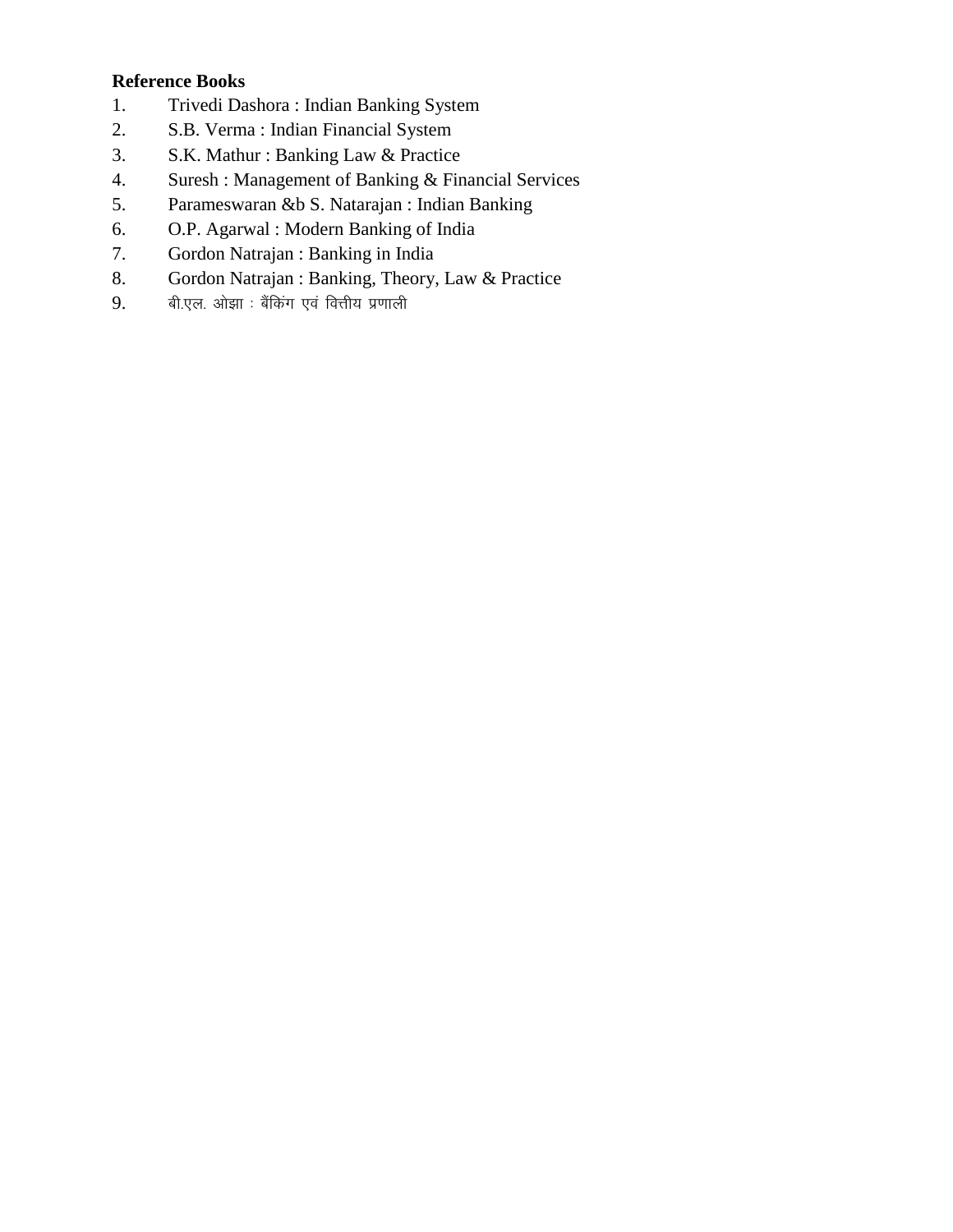**Reference Books**

1. Trivedi Dashora : Indian Banking System
2. S.B. Verma : Indian Financial System
3. S.K. Mathur : Banking Law & Practice
4. Suresh : Management of Banking & Financial Services
5. Parameswaran &b S. Natarajan : Indian Banking
6. O.P. Agarwal : Modern Banking of India
7. Gordon Natrajan : Banking in India
8. Gordon Natrajan : Banking, Theory, Law & Practice
9. बी.एल. ओझा : बैंकिंग एवं वित्तीय प्रणाली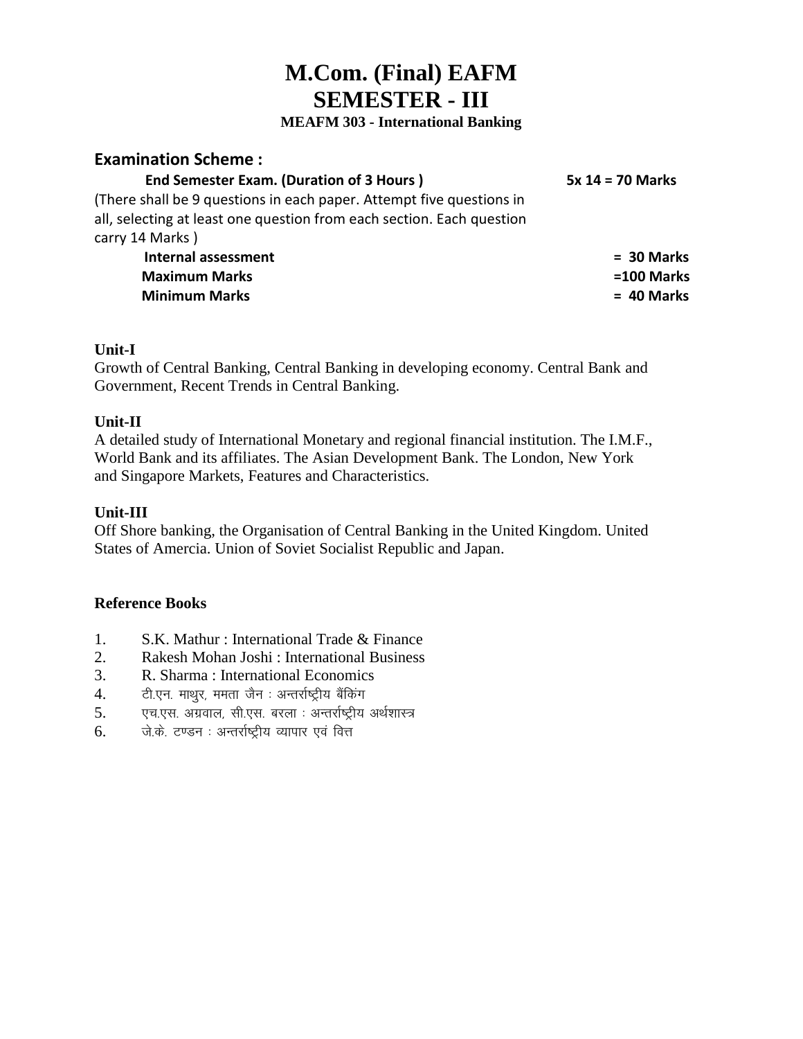# M.Com. (Final) EAFM
# SEMESTER - III

### MEAFM 303 - International Banking

## Examination Scheme :

| | |
|---|---|
| **End Semester Exam. (Duration of 3 Hours )** | **5x 14 = 70 Marks** |
| (There shall be 9 questions in each paper. Attempt five questions in all, selecting at least one question from each section. Each question carry 14 Marks ) | |
| **Internal assessment** | **= 30 Marks** |
| **Maximum Marks** | **=100 Marks** |
| **Minimum Marks** | **= 40 Marks** |

**Unit-I**

Growth of Central Banking, Central Banking in developing economy. Central Bank and Government, Recent Trends in Central Banking.

**Unit-II**

A detailed study of International Monetary and regional financial institution. The I.M.F., World Bank and its affiliates. The Asian Development Bank. The London, New York and Singapore Markets, Features and Characteristics.

**Unit-III**

Off Shore banking, the Organisation of Central Banking in the United Kingdom. United States of Amercia. Union of Soviet Socialist Republic and Japan.

**Reference Books**

1. S.K. Mathur : International Trade & Finance
2. Rakesh Mohan Joshi : International Business
3. R. Sharma : International Economics
4. टी.एन. माथुर, ममता जैन : अन्तर्राष्ट्रीय बैंकिंग
5. एच.एस. अग्रवाल, सी.एस. बरला : अन्तर्राष्ट्रीय अर्थशास्त्र
6. जे.के. टण्डन : अन्तर्राष्ट्रीय व्यापार एवं वित्त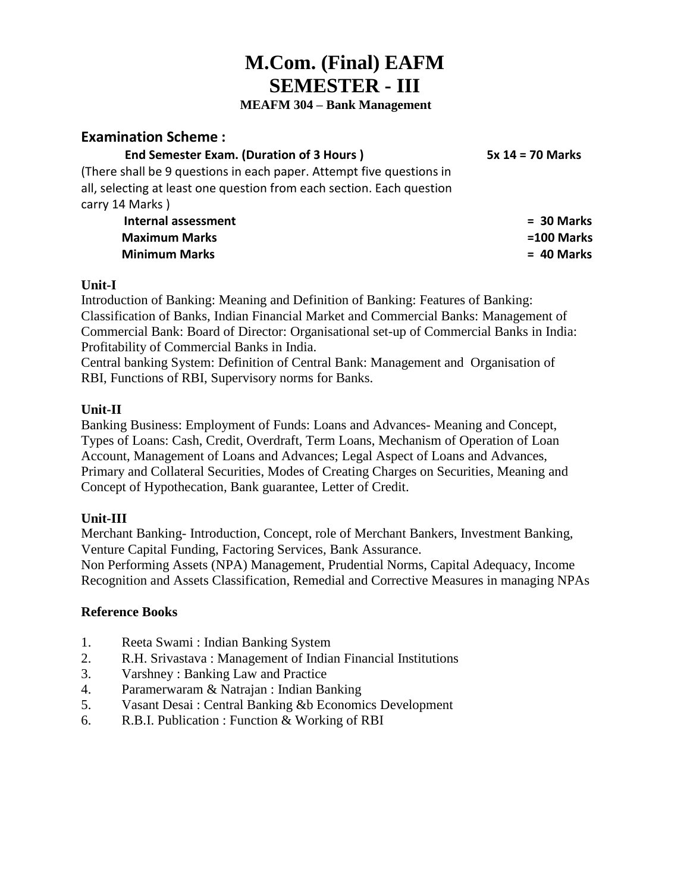# M.Com. (Final) EAFM
# SEMESTER - III

### MEAFM 304 – Bank Management

## Examination Scheme :

| | |
|---|---|
| **End Semester Exam. (Duration of 3 Hours )** | **5x 14 = 70 Marks** |

(There shall be 9 questions in each paper. Attempt five questions in all, selecting at least one question from each section. Each question carry 14 Marks )

| | |
|---|---|
| **Internal assessment** | **= 30 Marks** |
| **Maximum Marks** | **=100 Marks** |
| **Minimum Marks** | **= 40 Marks** |

**Unit-I**

Introduction of Banking: Meaning and Definition of Banking: Features of Banking: Classification of Banks, Indian Financial Market and Commercial Banks: Management of Commercial Bank: Board of Director: Organisational set-up of Commercial Banks in India: Profitability of Commercial Banks in India.

Central banking System: Definition of Central Bank: Management and Organisation of RBI, Functions of RBI, Supervisory norms for Banks.

**Unit-II**

Banking Business: Employment of Funds: Loans and Advances- Meaning and Concept, Types of Loans: Cash, Credit, Overdraft, Term Loans, Mechanism of Operation of Loan Account, Management of Loans and Advances; Legal Aspect of Loans and Advances, Primary and Collateral Securities, Modes of Creating Charges on Securities, Meaning and Concept of Hypothecation, Bank guarantee, Letter of Credit.

**Unit-III**

Merchant Banking- Introduction, Concept, role of Merchant Bankers, Investment Banking, Venture Capital Funding, Factoring Services, Bank Assurance.

Non Performing Assets (NPA) Management, Prudential Norms, Capital Adequacy, Income Recognition and Assets Classification, Remedial and Corrective Measures in managing NPAs

**Reference Books**

1. Reeta Swami : Indian Banking System
2. R.H. Srivastava : Management of Indian Financial Institutions
3. Varshney : Banking Law and Practice
4. Paramerwaram & Natrajan : Indian Banking
5. Vasant Desai : Central Banking &b Economics Development
6. R.B.I. Publication : Function & Working of RBI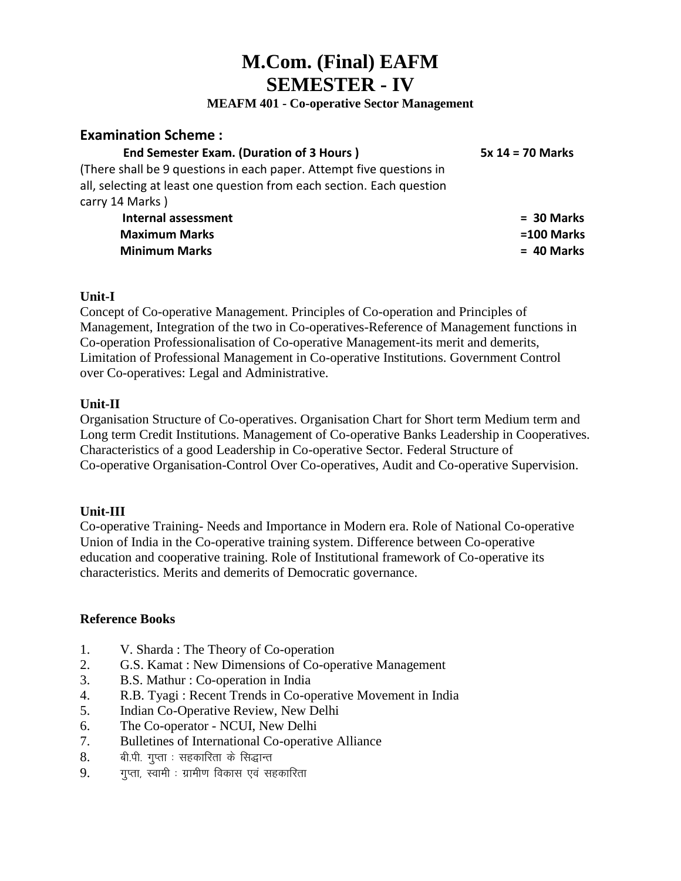# M.Com. (Final) EAFM
# SEMESTER - IV

### MEAFM 401 - Co-operative Sector Management

## Examination Scheme :

| | |
|---|---|
| **End Semester Exam. (Duration of 3 Hours )** | **5x 14 = 70 Marks** |
| (There shall be 9 questions in each paper. Attempt five questions in all, selecting at least one question from each section. Each question carry 14 Marks ) | |
| **Internal assessment** | **= 30 Marks** |
| **Maximum Marks** | **=100 Marks** |
| **Minimum Marks** | **= 40 Marks** |

**Unit-I**

Concept of Co-operative Management. Principles of Co-operation and Principles of Management, Integration of the two in Co-operatives-Reference of Management functions in Co-operation Professionalisation of Co-operative Management-its merit and demerits, Limitation of Professional Management in Co-operative Institutions. Government Control over Co-operatives: Legal and Administrative.

**Unit-II**

Organisation Structure of Co-operatives. Organisation Chart for Short term Medium term and Long term Credit Institutions. Management of Co-operative Banks Leadership in Cooperatives. Characteristics of a good Leadership in Co-operative Sector. Federal Structure of Co-operative Organisation-Control Over Co-operatives, Audit and Co-operative Supervision.

**Unit-III**

Co-operative Training- Needs and Importance in Modern era. Role of National Co-operative Union of India in the Co-operative training system. Difference between Co-operative education and cooperative training. Role of Institutional framework of Co-operative its characteristics. Merits and demerits of Democratic governance.

**Reference Books**

1. V. Sharda : The Theory of Co-operation
2. G.S. Kamat : New Dimensions of Co-operative Management
3. B.S. Mathur : Co-operation in India
4. R.B. Tyagi : Recent Trends in Co-operative Movement in India
5. Indian Co-Operative Review, New Delhi
6. The Co-operator - NCUI, New Delhi
7. Bulletines of International Co-operative Alliance
8. बी.पी. गुप्ता : सहकारिता के सिद्धान्त
9. गुप्ता, स्वामी : ग्रामीण विकास एवं सहकारिता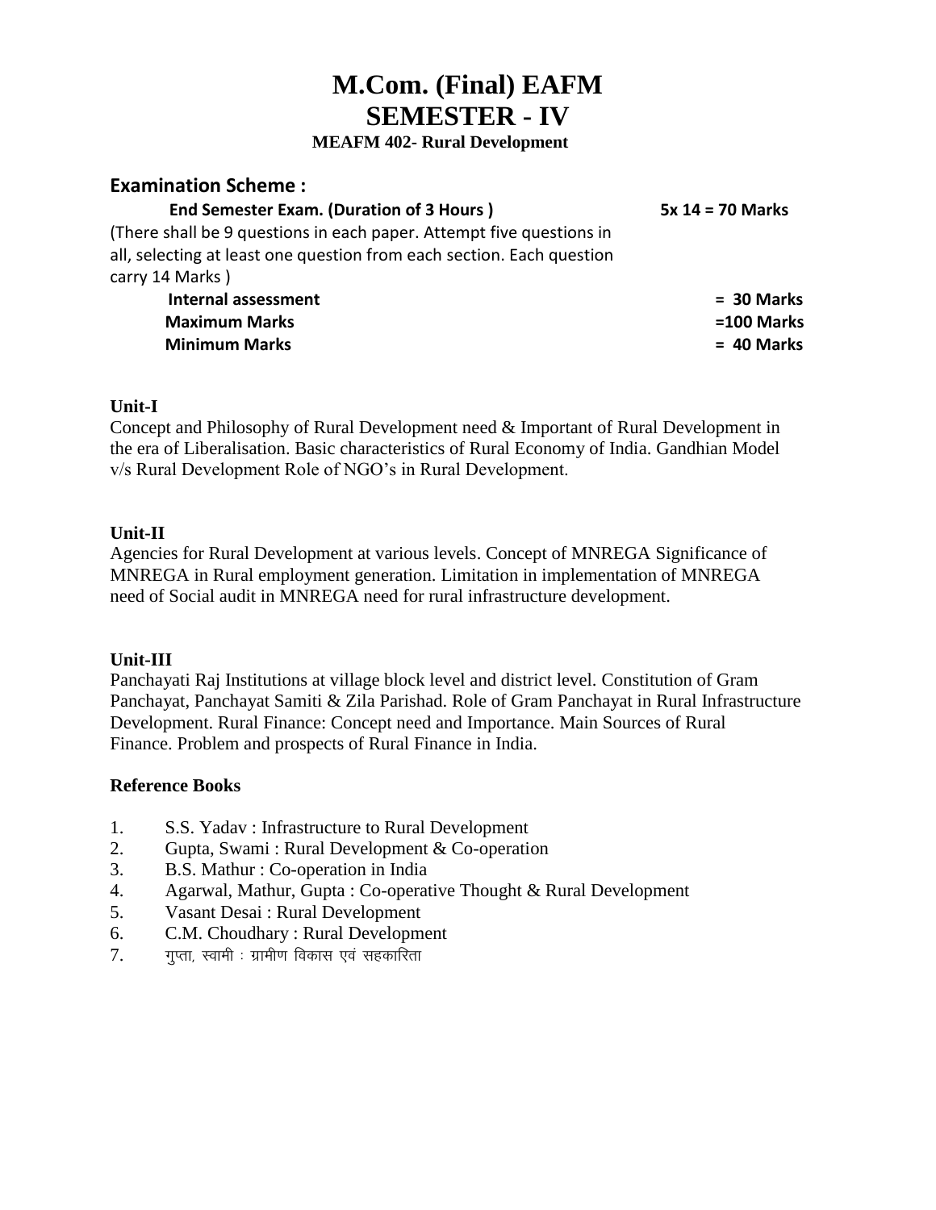# M.Com. (Final) EAFM
# SEMESTER - IV

### MEAFM 402- Rural Development

## Examination Scheme :

| | |
|---|---|
| **End Semester Exam. (Duration of 3 Hours )** | **5x 14 = 70 Marks** |
| (There shall be 9 questions in each paper. Attempt five questions in all, selecting at least one question from each section. Each question carry 14 Marks ) | |
| **Internal assessment** | **= 30 Marks** |
| **Maximum Marks** | **=100 Marks** |
| **Minimum Marks** | **= 40 Marks** |

**Unit-I**

Concept and Philosophy of Rural Development need & Important of Rural Development in the era of Liberalisation. Basic characteristics of Rural Economy of India. Gandhian Model v/s Rural Development Role of NGO's in Rural Development.

**Unit-II**

Agencies for Rural Development at various levels. Concept of MNREGA Significance of MNREGA in Rural employment generation. Limitation in implementation of MNREGA need of Social audit in MNREGA need for rural infrastructure development.

**Unit-III**

Panchayati Raj Institutions at village block level and district level. Constitution of Gram Panchayat, Panchayat Samiti & Zila Parishad. Role of Gram Panchayat in Rural Infrastructure Development. Rural Finance: Concept need and Importance. Main Sources of Rural Finance. Problem and prospects of Rural Finance in India.

**Reference Books**

1. S.S. Yadav : Infrastructure to Rural Development
2. Gupta, Swami : Rural Development & Co-operation
3. B.S. Mathur : Co-operation in India
4. Agarwal, Mathur, Gupta : Co-operative Thought & Rural Development
5. Vasant Desai : Rural Development
6. C.M. Choudhary : Rural Development
7. गुप्ता, स्वामी : ग्रामीण विकास एवं सहकारिता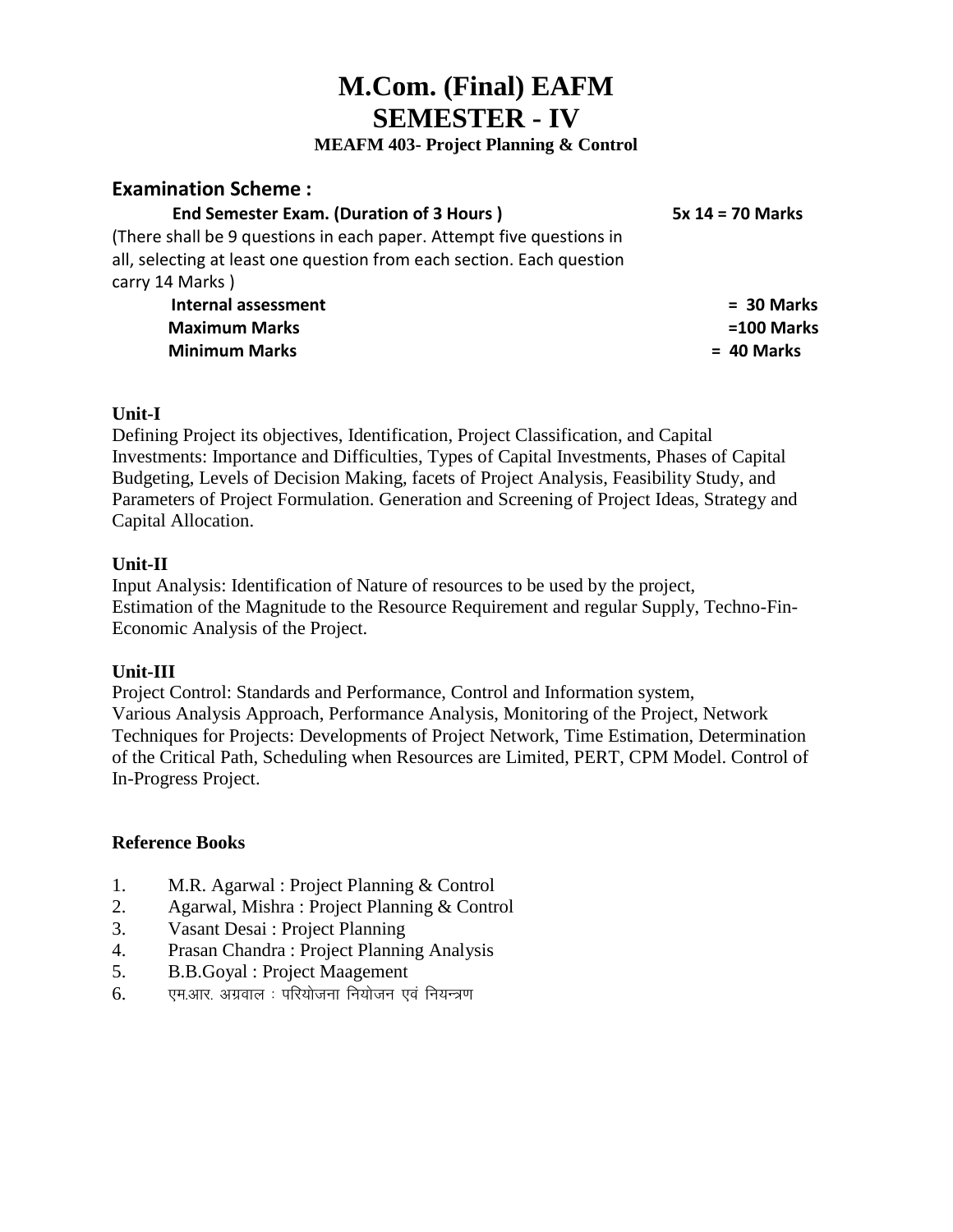# M.Com. (Final) EAFM
# SEMESTER - IV

### MEAFM 403- Project Planning & Control

## Examination Scheme :

| | |
|---|---|
| **End Semester Exam. (Duration of 3 Hours )** | **5x 14 = 70 Marks** |
| (There shall be 9 questions in each paper. Attempt five questions in all, selecting at least one question from each section. Each question carry 14 Marks ) | |
| **Internal assessment** | **= 30 Marks** |
| **Maximum Marks** | **=100 Marks** |
| **Minimum Marks** | **= 40 Marks** |

**Unit-I**

Defining Project its objectives, Identification, Project Classification, and Capital Investments: Importance and Difficulties, Types of Capital Investments, Phases of Capital Budgeting, Levels of Decision Making, facets of Project Analysis, Feasibility Study, and Parameters of Project Formulation. Generation and Screening of Project Ideas, Strategy and Capital Allocation.

**Unit-II**

Input Analysis: Identification of Nature of resources to be used by the project, Estimation of the Magnitude to the Resource Requirement and regular Supply, Techno-Fin-Economic Analysis of the Project.

**Unit-III**

Project Control: Standards and Performance, Control and Information system, Various Analysis Approach, Performance Analysis, Monitoring of the Project, Network Techniques for Projects: Developments of Project Network, Time Estimation, Determination of the Critical Path, Scheduling when Resources are Limited, PERT, CPM Model. Control of In-Progress Project.

**Reference Books**

1. M.R. Agarwal : Project Planning & Control
2. Agarwal, Mishra : Project Planning & Control
3. Vasant Desai : Project Planning
4. Prasan Chandra : Project Planning Analysis
5. B.B.Goyal : Project Maagement
6. एम.आर. अग्रवाल : परियोजना नियोजन एवं नियन्त्रण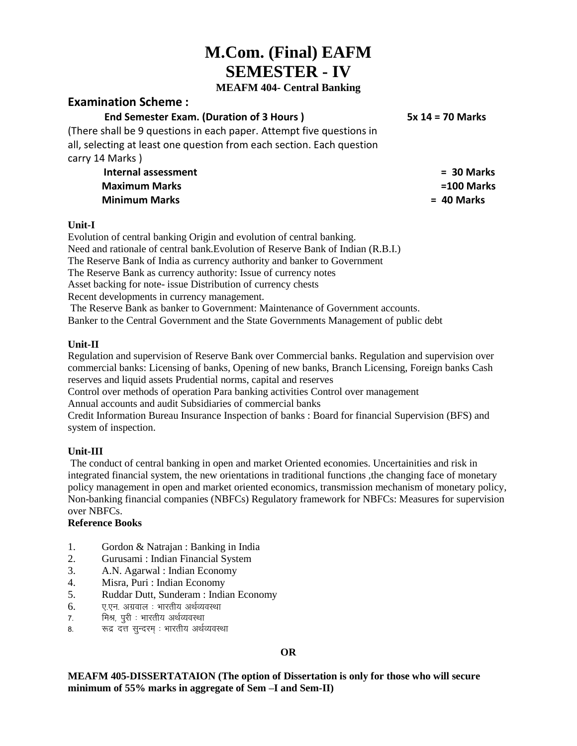# M.Com. (Final) EAFM
# SEMESTER - IV

### MEAFM 404- Central Banking

## Examination Scheme :

**End Semester Exam. (Duration of 3 Hours )** **5x 14 = 70 Marks**

(There shall be 9 questions in each paper. Attempt five questions in all, selecting at least one question from each section. Each question carry 14 Marks )

**Internal assessment** **= 30 Marks**

**Maximum Marks** **=100 Marks**

**Minimum Marks** **= 40 Marks**

**Unit-I**

Evolution of central banking Origin and evolution of central banking.
Need and rationale of central bank.Evolution of Reserve Bank of Indian (R.B.I.)
The Reserve Bank of India as currency authority and banker to Government
The Reserve Bank as currency authority: Issue of currency notes
Asset backing for note- issue Distribution of currency chests
Recent developments in currency management.
The Reserve Bank as banker to Government: Maintenance of Government accounts.
Banker to the Central Government and the State Governments Management of public debt

**Unit-II**

Regulation and supervision of Reserve Bank over Commercial banks. Regulation and supervision over commercial banks: Licensing of banks, Opening of new banks, Branch Licensing, Foreign banks Cash reserves and liquid assets Prudential norms, capital and reserves
Control over methods of operation Para banking activities Control over management
Annual accounts and audit Subsidiaries of commercial banks
Credit Information Bureau Insurance Inspection of banks : Board for financial Supervision (BFS) and system of inspection.

**Unit-III**

The conduct of central banking in open and market Oriented economies. Uncertainities and risk in integrated financial system, the new orientations in traditional functions ,the changing face of monetary policy management in open and market oriented economics, transmission mechanism of monetary policy, Non-banking financial companies (NBFCs) Regulatory framework for NBFCs: Measures for supervision over NBFCs.

**Reference Books**

1. Gordon & Natrajan : Banking in India
2. Gurusami : Indian Financial System
3. A.N. Agarwal : Indian Economy
4. Misra, Puri : Indian Economy
5. Ruddar Dutt, Sunderam : Indian Economy
6. ए.एन. अग्रवाल : भारतीय अर्थव्यवस्था
7. मिश्र, पुरी : भारतीय अर्थव्यवस्था
8. रूद्र दत्त सुन्दरम् : भारतीय अर्थव्यवस्था

**OR**

**MEAFM 405-DISSERTATAION (The option of Dissertation is only for those who will secure minimum of 55% marks in aggregate of Sem –I and Sem-II)**